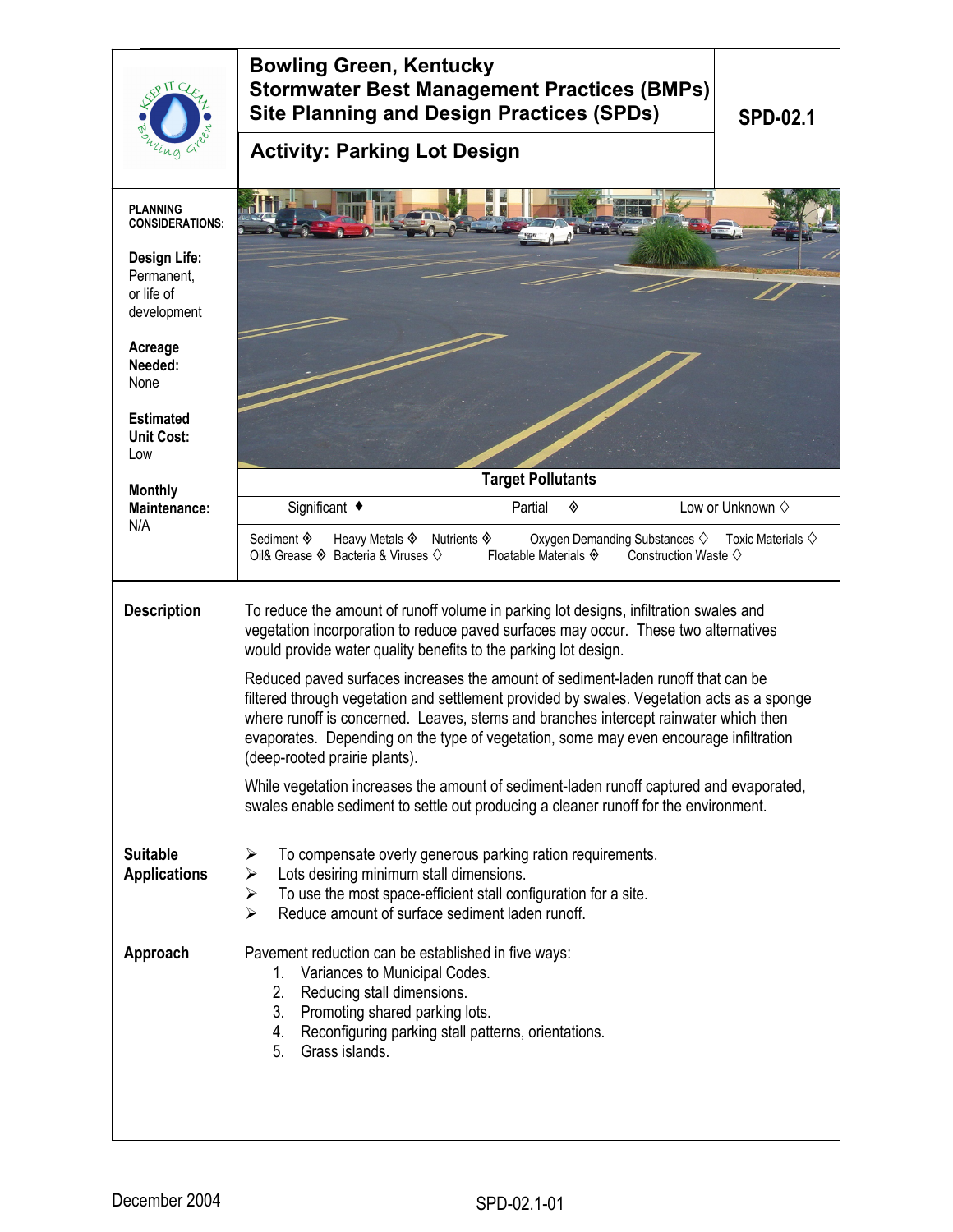# Bowling Green, Kentucky
## Stormwater Best Management Practices (BMPs)
## Site Planning and Design Practices (SPDs)

**SPD-02.1**

## Activity: Parking Lot Design

**PLANNING CONSIDERATIONS:**

**Design Life:** Permanent, or life of development

**Acreage Needed:** None

**Estimated Unit Cost:** Low

**Monthly Maintenance:** N/A

**Target Pollutants**

| Significant ♦ | Partial ◈ | Low or Unknown ◊ |
|---|---|---|

Sediment ◈ Heavy Metals ◈ Nutrients ◈ Oxygen Demanding Substances ◊ Toxic Materials ◊
Oil& Grease ◈ Bacteria & Viruses ◊ Floatable Materials ◈ Construction Waste ◊

### Description

To reduce the amount of runoff volume in parking lot designs, infiltration swales and vegetation incorporation to reduce paved surfaces may occur. These two alternatives would provide water quality benefits to the parking lot design.

Reduced paved surfaces increases the amount of sediment-laden runoff that can be filtered through vegetation and settlement provided by swales. Vegetation acts as a sponge where runoff is concerned. Leaves, stems and branches intercept rainwater which then evaporates. Depending on the type of vegetation, some may even encourage infiltration (deep-rooted prairie plants).

While vegetation increases the amount of sediment-laden runoff captured and evaporated, swales enable sediment to settle out producing a cleaner runoff for the environment.

### Suitable Applications

- To compensate overly generous parking ration requirements.
- Lots desiring minimum stall dimensions.
- To use the most space-efficient stall configuration for a site.
- Reduce amount of surface sediment laden runoff.

### Approach

Pavement reduction can be established in five ways:

1. Variances to Municipal Codes.
2. Reducing stall dimensions.
3. Promoting shared parking lots.
4. Reconfiguring parking stall patterns, orientations.
5. Grass islands.

December 2004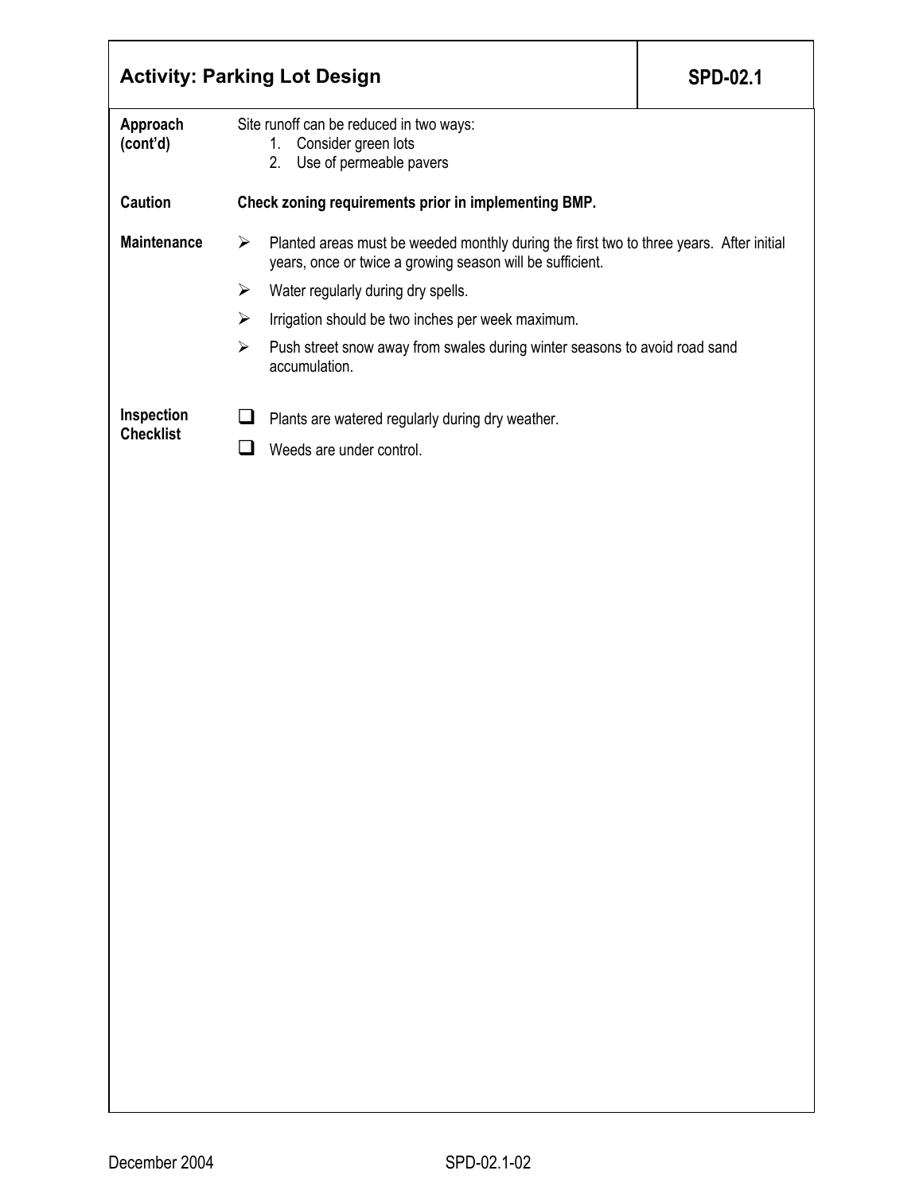## Activity: Parking Lot Design — SPD-02.1

**Approach (cont'd)**

Site runoff can be reduced in two ways:

1. Consider green lots
2. Use of permeable pavers

**Caution**

**Check zoning requirements prior in implementing BMP.**

**Maintenance**

- Planted areas must be weeded monthly during the first two to three years. After initial years, once or twice a growing season will be sufficient.
- Water regularly during dry spells.
- Irrigation should be two inches per week maximum.
- Push street snow away from swales during winter seasons to avoid road sand accumulation.

**Inspection Checklist**

- [ ] Plants are watered regularly during dry weather.
- [ ] Weeds are under control.